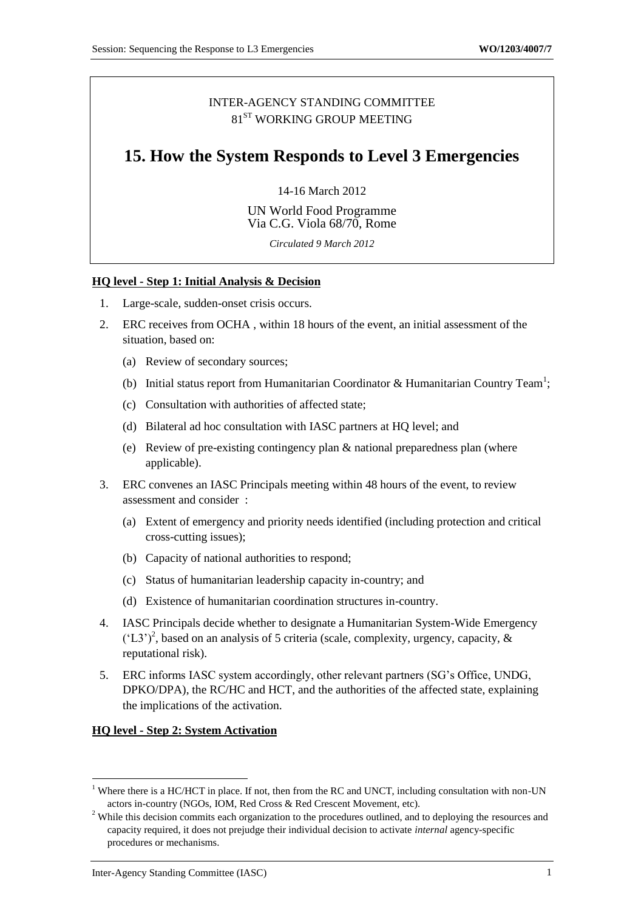INTER-AGENCY STANDING COMMITTEE
81[ST] WORKING GROUP MEETING

# 15. How the System Responds to Level 3 Emergencies

14-16 March 2012

UN World Food Programme
Via C.G. Viola 68/70, Rome

*Circulated 9 March 2012*

**HQ level - Step 1: Initial Analysis & Decision**

1. Large-scale, sudden-onset crisis occurs.
2. ERC receives from OCHA , within 18 hours of the event, an initial assessment of the situation, based on:
   (a) Review of secondary sources;
   (b) Initial status report from Humanitarian Coordinator & Humanitarian Country Team[1];
   (c) Consultation with authorities of affected state;
   (d) Bilateral ad hoc consultation with IASC partners at HQ level; and
   (e) Review of pre-existing contingency plan & national preparedness plan (where applicable).
3. ERC convenes an IASC Principals meeting within 48 hours of the event, to review assessment and consider :
   (a) Extent of emergency and priority needs identified (including protection and critical cross-cutting issues);
   (b) Capacity of national authorities to respond;
   (c) Status of humanitarian leadership capacity in-country; and
   (d) Existence of humanitarian coordination structures in-country.
4. IASC Principals decide whether to designate a Humanitarian System-Wide Emergency ('L3')[2], based on an analysis of 5 criteria (scale, complexity, urgency, capacity, & reputational risk).
5. ERC informs IASC system accordingly, other relevant partners (SG's Office, UNDG, DPKO/DPA), the RC/HC and HCT, and the authorities of the affected state, explaining the implications of the activation.

**HQ level - Step 2: System Activation**

[1] Where there is a HC/HCT in place. If not, then from the RC and UNCT, including consultation with non-UN actors in-country (NGOs, IOM, Red Cross & Red Crescent Movement, etc).

[2] While this decision commits each organization to the procedures outlined, and to deploying the resources and capacity required, it does not prejudge their individual decision to activate *internal* agency-specific procedures or mechanisms.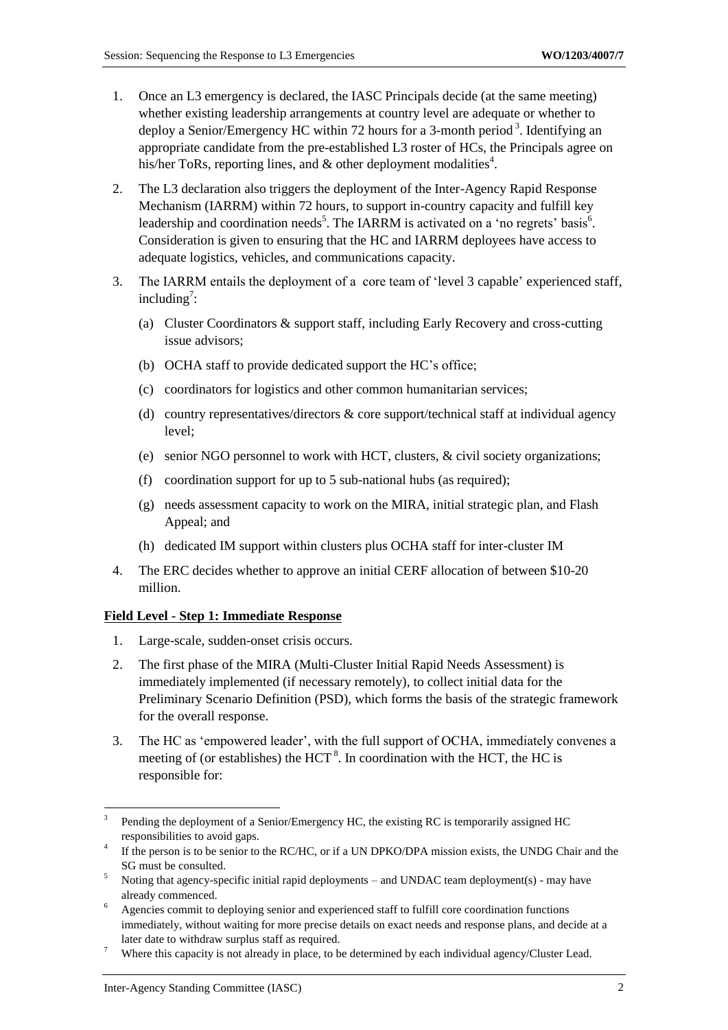1. Once an L3 emergency is declared, the IASC Principals decide (at the same meeting) whether existing leadership arrangements at country level are adequate or whether to deploy a Senior/Emergency HC within 72 hours for a 3-month period[3]. Identifying an appropriate candidate from the pre-established L3 roster of HCs, the Principals agree on his/her ToRs, reporting lines, and & other deployment modalities[4].

2. The L3 declaration also triggers the deployment of the Inter-Agency Rapid Response Mechanism (IARRM) within 72 hours, to support in-country capacity and fulfill key leadership and coordination needs[5]. The IARRM is activated on a 'no regrets' basis[6]. Consideration is given to ensuring that the HC and IARRM deployees have access to adequate logistics, vehicles, and communications capacity.

3. The IARRM entails the deployment of a core team of 'level 3 capable' experienced staff, including[7]:
   - (a) Cluster Coordinators & support staff, including Early Recovery and cross-cutting issue advisors;
   - (b) OCHA staff to provide dedicated support the HC's office;
   - (c) coordinators for logistics and other common humanitarian services;
   - (d) country representatives/directors & core support/technical staff at individual agency level;
   - (e) senior NGO personnel to work with HCT, clusters, & civil society organizations;
   - (f) coordination support for up to 5 sub-national hubs (as required);
   - (g) needs assessment capacity to work on the MIRA, initial strategic plan, and Flash Appeal; and
   - (h) dedicated IM support within clusters plus OCHA staff for inter-cluster IM

4. The ERC decides whether to approve an initial CERF allocation of between $10-20 million.

**Field Level - Step 1: Immediate Response**

1. Large-scale, sudden-onset crisis occurs.

2. The first phase of the MIRA (Multi-Cluster Initial Rapid Needs Assessment) is immediately implemented (if necessary remotely), to collect initial data for the Preliminary Scenario Definition (PSD), which forms the basis of the strategic framework for the overall response.

3. The HC as 'empowered leader', with the full support of OCHA, immediately convenes a meeting of (or establishes) the HCT[8]. In coordination with the HCT, the HC is responsible for:

---

[3] Pending the deployment of a Senior/Emergency HC, the existing RC is temporarily assigned HC responsibilities to avoid gaps.

[4] If the person is to be senior to the RC/HC, or if a UN DPKO/DPA mission exists, the UNDG Chair and the SG must be consulted.

[5] Noting that agency-specific initial rapid deployments – and UNDAC team deployment(s) - may have already commenced.

[6] Agencies commit to deploying senior and experienced staff to fulfill core coordination functions immediately, without waiting for more precise details on exact needs and response plans, and decide at a later date to withdraw surplus staff as required.

[7] Where this capacity is not already in place, to be determined by each individual agency/Cluster Lead.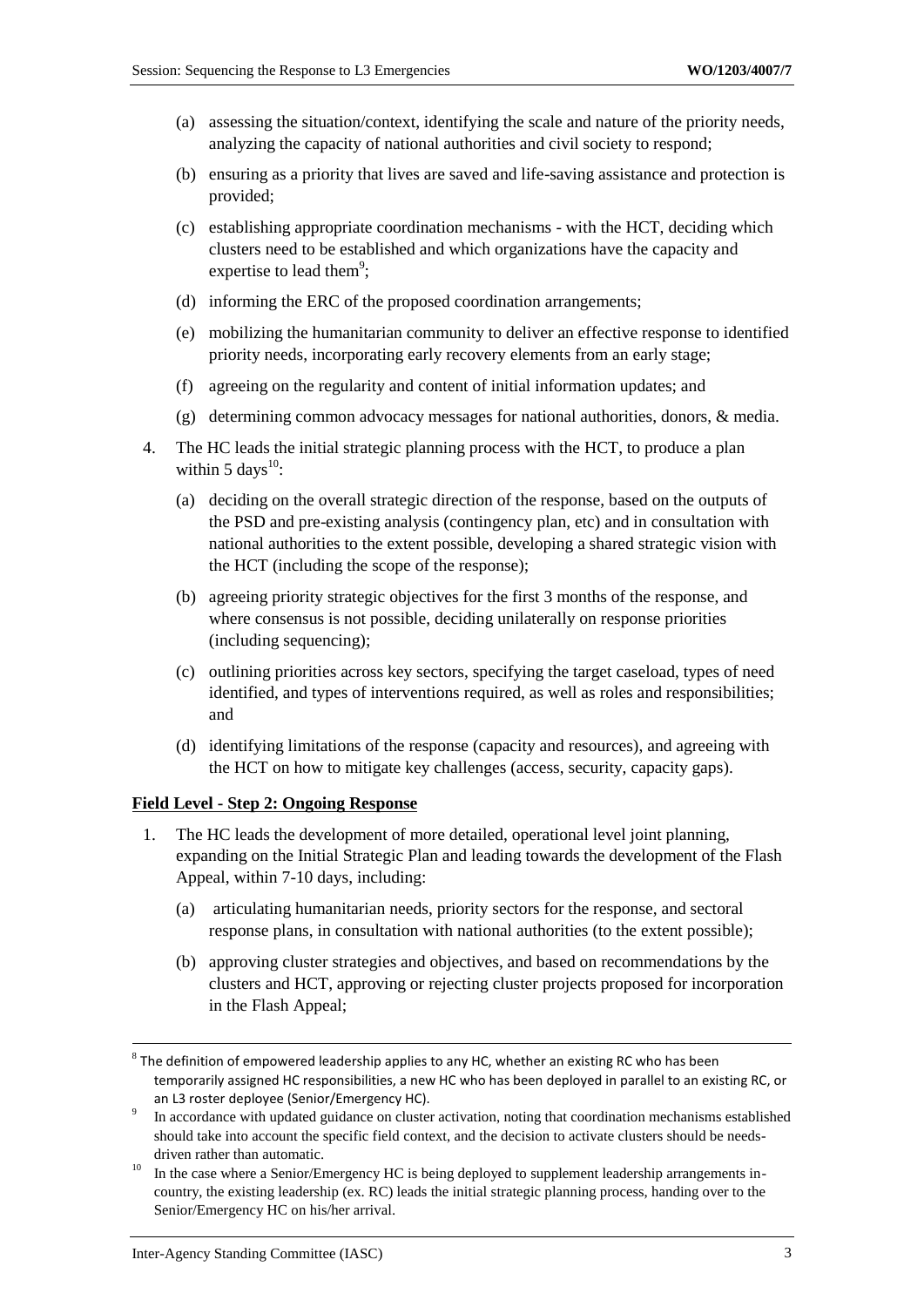(a) assessing the situation/context, identifying the scale and nature of the priority needs, analyzing the capacity of national authorities and civil society to respond;

(b) ensuring as a priority that lives are saved and life-saving assistance and protection is provided;

(c) establishing appropriate coordination mechanisms - with the HCT, deciding which clusters need to be established and which organizations have the capacity and expertise to lead them[9];

(d) informing the ERC of the proposed coordination arrangements;

(e) mobilizing the humanitarian community to deliver an effective response to identified priority needs, incorporating early recovery elements from an early stage;

(f) agreeing on the regularity and content of initial information updates; and

(g) determining common advocacy messages for national authorities, donors, & media.

4. The HC leads the initial strategic planning process with the HCT, to produce a plan within 5 days[10]:

   (a) deciding on the overall strategic direction of the response, based on the outputs of the PSD and pre-existing analysis (contingency plan, etc) and in consultation with national authorities to the extent possible, developing a shared strategic vision with the HCT (including the scope of the response);

   (b) agreeing priority strategic objectives for the first 3 months of the response, and where consensus is not possible, deciding unilaterally on response priorities (including sequencing);

   (c) outlining priorities across key sectors, specifying the target caseload, types of need identified, and types of interventions required, as well as roles and responsibilities; and

   (d) identifying limitations of the response (capacity and resources), and agreeing with the HCT on how to mitigate key challenges (access, security, capacity gaps).

**Field Level - Step 2: Ongoing Response**

1. The HC leads the development of more detailed, operational level joint planning, expanding on the Initial Strategic Plan and leading towards the development of the Flash Appeal, within 7-10 days, including:

   (a) articulating humanitarian needs, priority sectors for the response, and sectoral response plans, in consultation with national authorities (to the extent possible);

   (b) approving cluster strategies and objectives, and based on recommendations by the clusters and HCT, approving or rejecting cluster projects proposed for incorporation in the Flash Appeal;

---

[8] The definition of empowered leadership applies to any HC, whether an existing RC who has been temporarily assigned HC responsibilities, a new HC who has been deployed in parallel to an existing RC, or an L3 roster deployee (Senior/Emergency HC).

[9] In accordance with updated guidance on cluster activation, noting that coordination mechanisms established should take into account the specific field context, and the decision to activate clusters should be needs-driven rather than automatic.

[10] In the case where a Senior/Emergency HC is being deployed to supplement leadership arrangements in-country, the existing leadership (ex. RC) leads the initial strategic planning process, handing over to the Senior/Emergency HC on his/her arrival.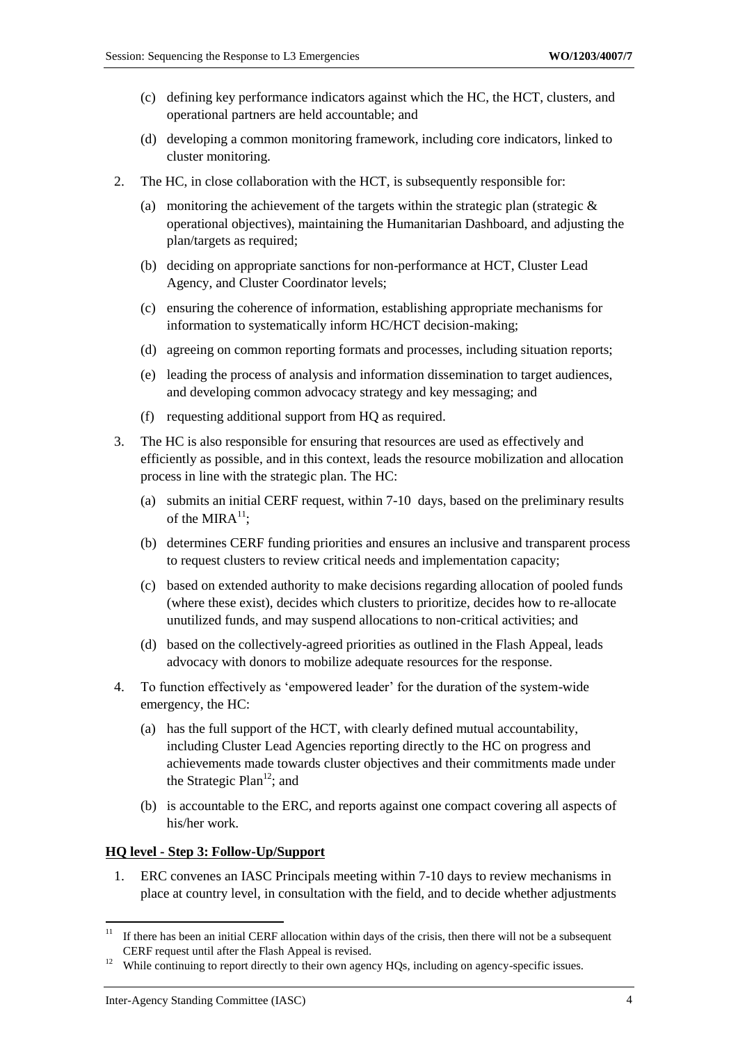(c) defining key performance indicators against which the HC, the HCT, clusters, and operational partners are held accountable; and

(d) developing a common monitoring framework, including core indicators, linked to cluster monitoring.

2. The HC, in close collaboration with the HCT, is subsequently responsible for:

   (a) monitoring the achievement of the targets within the strategic plan (strategic & operational objectives), maintaining the Humanitarian Dashboard, and adjusting the plan/targets as required;

   (b) deciding on appropriate sanctions for non-performance at HCT, Cluster Lead Agency, and Cluster Coordinator levels;

   (c) ensuring the coherence of information, establishing appropriate mechanisms for information to systematically inform HC/HCT decision-making;

   (d) agreeing on common reporting formats and processes, including situation reports;

   (e) leading the process of analysis and information dissemination to target audiences, and developing common advocacy strategy and key messaging; and

   (f) requesting additional support from HQ as required.

3. The HC is also responsible for ensuring that resources are used as effectively and efficiently as possible, and in this context, leads the resource mobilization and allocation process in line with the strategic plan. The HC:

   (a) submits an initial CERF request, within 7-10 days, based on the preliminary results of the MIRA[11];

   (b) determines CERF funding priorities and ensures an inclusive and transparent process to request clusters to review critical needs and implementation capacity;

   (c) based on extended authority to make decisions regarding allocation of pooled funds (where these exist), decides which clusters to prioritize, decides how to re-allocate unutilized funds, and may suspend allocations to non-critical activities; and

   (d) based on the collectively-agreed priorities as outlined in the Flash Appeal, leads advocacy with donors to mobilize adequate resources for the response.

4. To function effectively as 'empowered leader' for the duration of the system-wide emergency, the HC:

   (a) has the full support of the HCT, with clearly defined mutual accountability, including Cluster Lead Agencies reporting directly to the HC on progress and achievements made towards cluster objectives and their commitments made under the Strategic Plan[12]; and

   (b) is accountable to the ERC, and reports against one compact covering all aspects of his/her work.

**HQ level - Step 3: Follow-Up/Support**

1. ERC convenes an IASC Principals meeting within 7-10 days to review mechanisms in place at country level, in consultation with the field, and to decide whether adjustments

[11] If there has been an initial CERF allocation within days of the crisis, then there will not be a subsequent CERF request until after the Flash Appeal is revised.

[12] While continuing to report directly to their own agency HQs, including on agency-specific issues.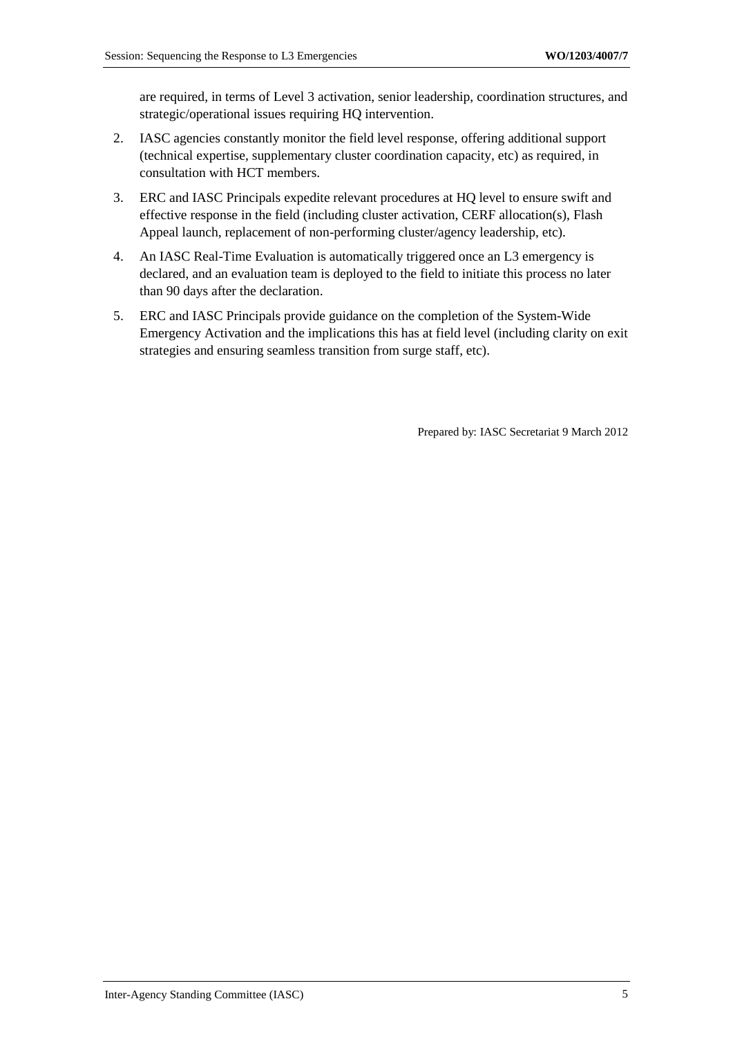are required, in terms of Level 3 activation, senior leadership, coordination structures, and strategic/operational issues requiring HQ intervention.

2. IASC agencies constantly monitor the field level response, offering additional support (technical expertise, supplementary cluster coordination capacity, etc) as required, in consultation with HCT members.
3. ERC and IASC Principals expedite relevant procedures at HQ level to ensure swift and effective response in the field (including cluster activation, CERF allocation(s), Flash Appeal launch, replacement of non-performing cluster/agency leadership, etc).
4. An IASC Real-Time Evaluation is automatically triggered once an L3 emergency is declared, and an evaluation team is deployed to the field to initiate this process no later than 90 days after the declaration.
5. ERC and IASC Principals provide guidance on the completion of the System-Wide Emergency Activation and the implications this has at field level (including clarity on exit strategies and ensuring seamless transition from surge staff, etc).

Prepared by: IASC Secretariat 9 March 2012